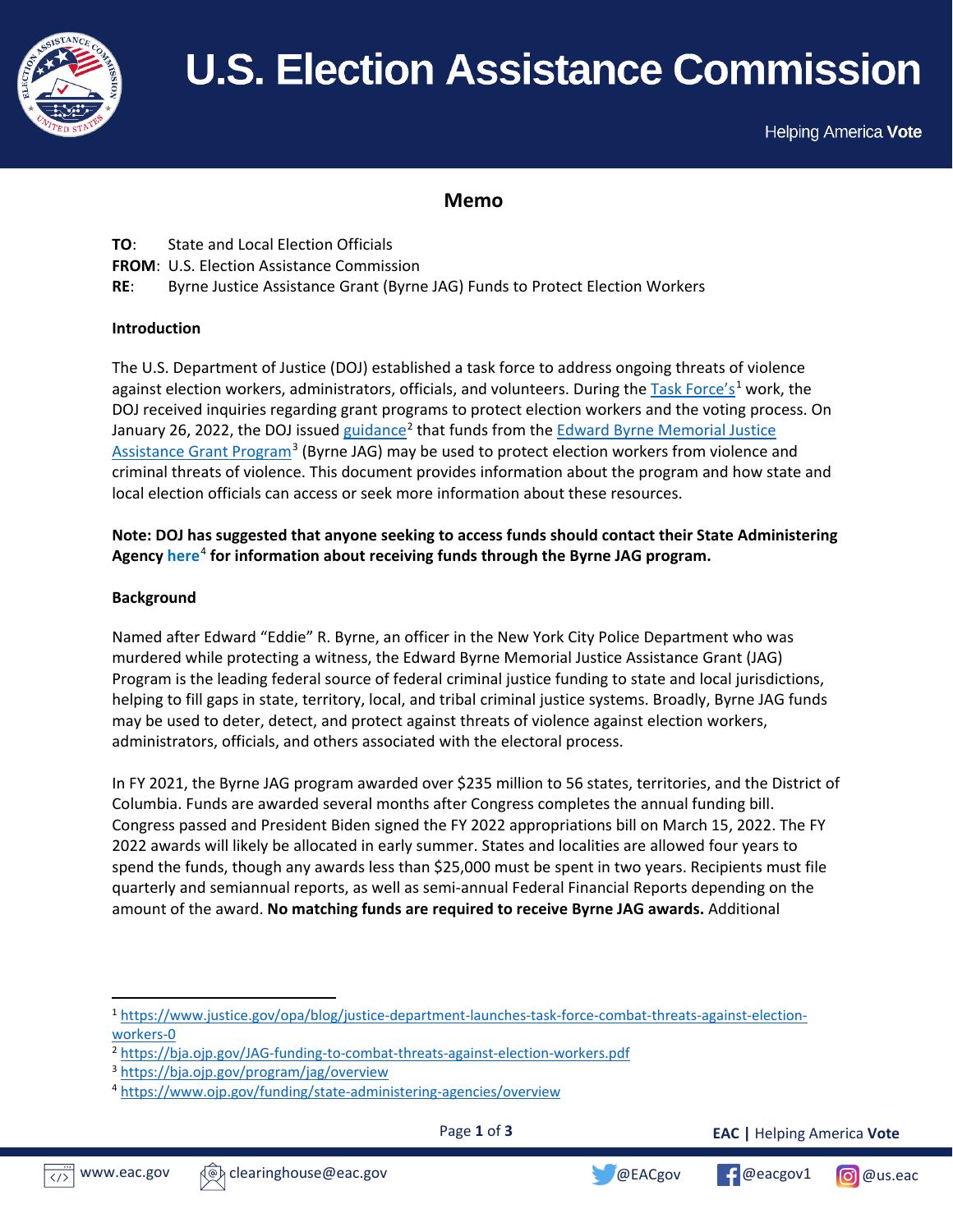# U.S. Election Assistance Commission

Helping America **Vote**

## Memo

**TO**: State and Local Election Officials
**FROM**: U.S. Election Assistance Commission
**RE**: Byrne Justice Assistance Grant (Byrne JAG) Funds to Protect Election Workers

**Introduction**

The U.S. Department of Justice (DOJ) established a task force to address ongoing threats of violence against election workers, administrators, officials, and volunteers. During the Task Force's[1] work, the DOJ received inquiries regarding grant programs to protect election workers and the voting process. On January 26, 2022, the DOJ issued guidance[2] that funds from the Edward Byrne Memorial Justice Assistance Grant Program[3] (Byrne JAG) may be used to protect election workers from violence and criminal threats of violence. This document provides information about the program and how state and local election officials can access or seek more information about these resources.

**Note: DOJ has suggested that anyone seeking to access funds should contact their State Administering Agency here[4] for information about receiving funds through the Byrne JAG program.**

**Background**

Named after Edward "Eddie" R. Byrne, an officer in the New York City Police Department who was murdered while protecting a witness, the Edward Byrne Memorial Justice Assistance Grant (JAG) Program is the leading federal source of federal criminal justice funding to state and local jurisdictions, helping to fill gaps in state, territory, local, and tribal criminal justice systems. Broadly, Byrne JAG funds may be used to deter, detect, and protect against threats of violence against election workers, administrators, officials, and others associated with the electoral process.

In FY 2021, the Byrne JAG program awarded over $235 million to 56 states, territories, and the District of Columbia. Funds are awarded several months after Congress completes the annual funding bill. Congress passed and President Biden signed the FY 2022 appropriations bill on March 15, 2022. The FY 2022 awards will likely be allocated in early summer. States and localities are allowed four years to spend the funds, though any awards less than $25,000 must be spent in two years. Recipients must file quarterly and semiannual reports, as well as semi-annual Federal Financial Reports depending on the amount of the award. **No matching funds are required to receive Byrne JAG awards.** Additional

---

[1] https://www.justice.gov/opa/blog/justice-department-launches-task-force-combat-threats-against-election-workers-0
[2] https://bja.ojp.gov/JAG-funding-to-combat-threats-against-election-workers.pdf
[3] https://bja.ojp.gov/program/jag/overview
[4] https://www.ojp.gov/funding/state-administering-agencies/overview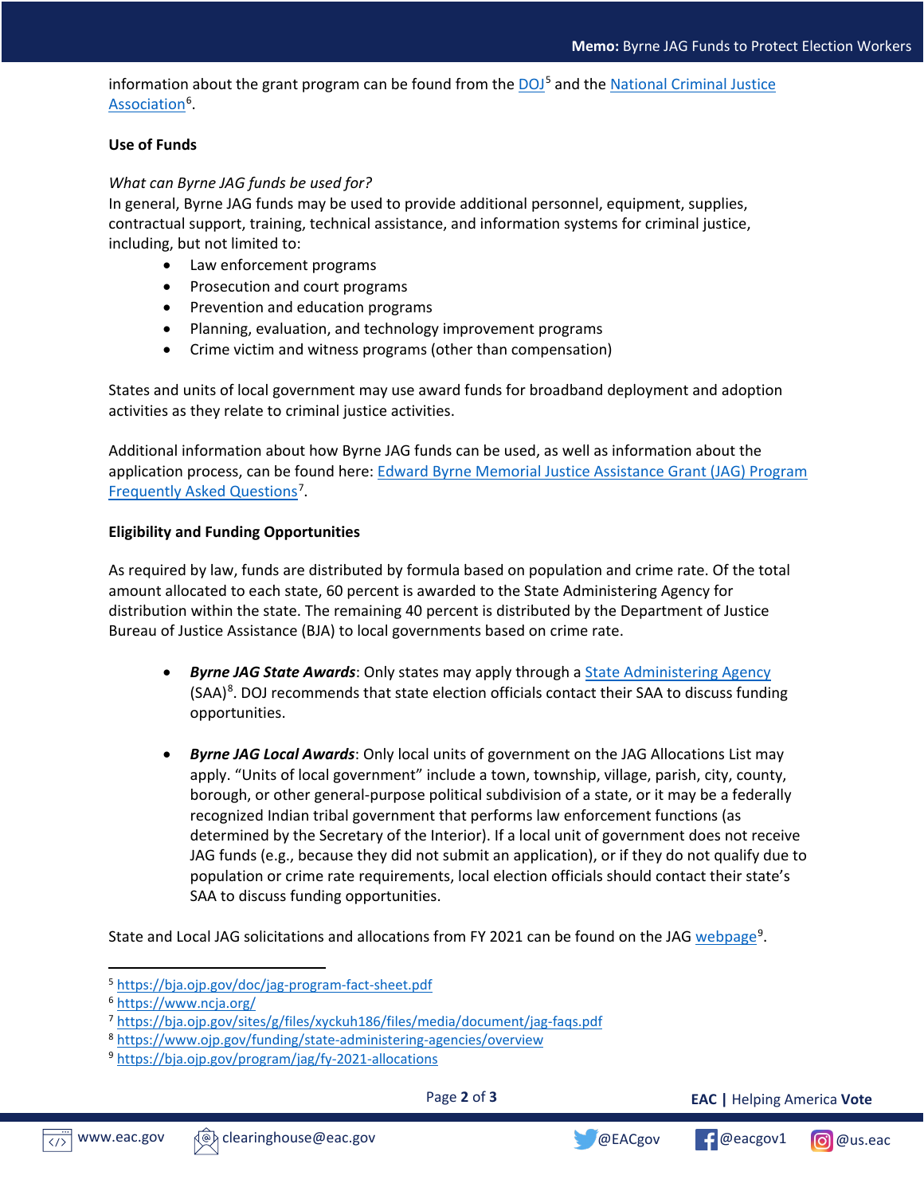information about the grant program can be found from the DOJ[5] and the National Criminal Justice Association[6].

**Use of Funds**

*What can Byrne JAG funds be used for?*
In general, Byrne JAG funds may be used to provide additional personnel, equipment, supplies, contractual support, training, technical assistance, and information systems for criminal justice, including, but not limited to:

- Law enforcement programs
- Prosecution and court programs
- Prevention and education programs
- Planning, evaluation, and technology improvement programs
- Crime victim and witness programs (other than compensation)

States and units of local government may use award funds for broadband deployment and adoption activities as they relate to criminal justice activities.

Additional information about how Byrne JAG funds can be used, as well as information about the application process, can be found here: Edward Byrne Memorial Justice Assistance Grant (JAG) Program Frequently Asked Questions[7].

**Eligibility and Funding Opportunities**

As required by law, funds are distributed by formula based on population and crime rate. Of the total amount allocated to each state, 60 percent is awarded to the State Administering Agency for distribution within the state. The remaining 40 percent is distributed by the Department of Justice Bureau of Justice Assistance (BJA) to local governments based on crime rate.

- ***Byrne JAG State Awards***: Only states may apply through a State Administering Agency (SAA)[8]. DOJ recommends that state election officials contact their SAA to discuss funding opportunities.

- ***Byrne JAG Local Awards***: Only local units of government on the JAG Allocations List may apply. "Units of local government" include a town, township, village, parish, city, county, borough, or other general-purpose political subdivision of a state, or it may be a federally recognized Indian tribal government that performs law enforcement functions (as determined by the Secretary of the Interior). If a local unit of government does not receive JAG funds (e.g., because they did not submit an application), or if they do not qualify due to population or crime rate requirements, local election officials should contact their state's SAA to discuss funding opportunities.

State and Local JAG solicitations and allocations from FY 2021 can be found on the JAG webpage[9].

---

[5] https://bja.ojp.gov/doc/jag-program-fact-sheet.pdf
[6] https://www.ncja.org/
[7] https://bja.ojp.gov/sites/g/files/xyckuh186/files/media/document/jag-faqs.pdf
[8] https://www.ojp.gov/funding/state-administering-agencies/overview
[9] https://bja.ojp.gov/program/jag/fy-2021-allocations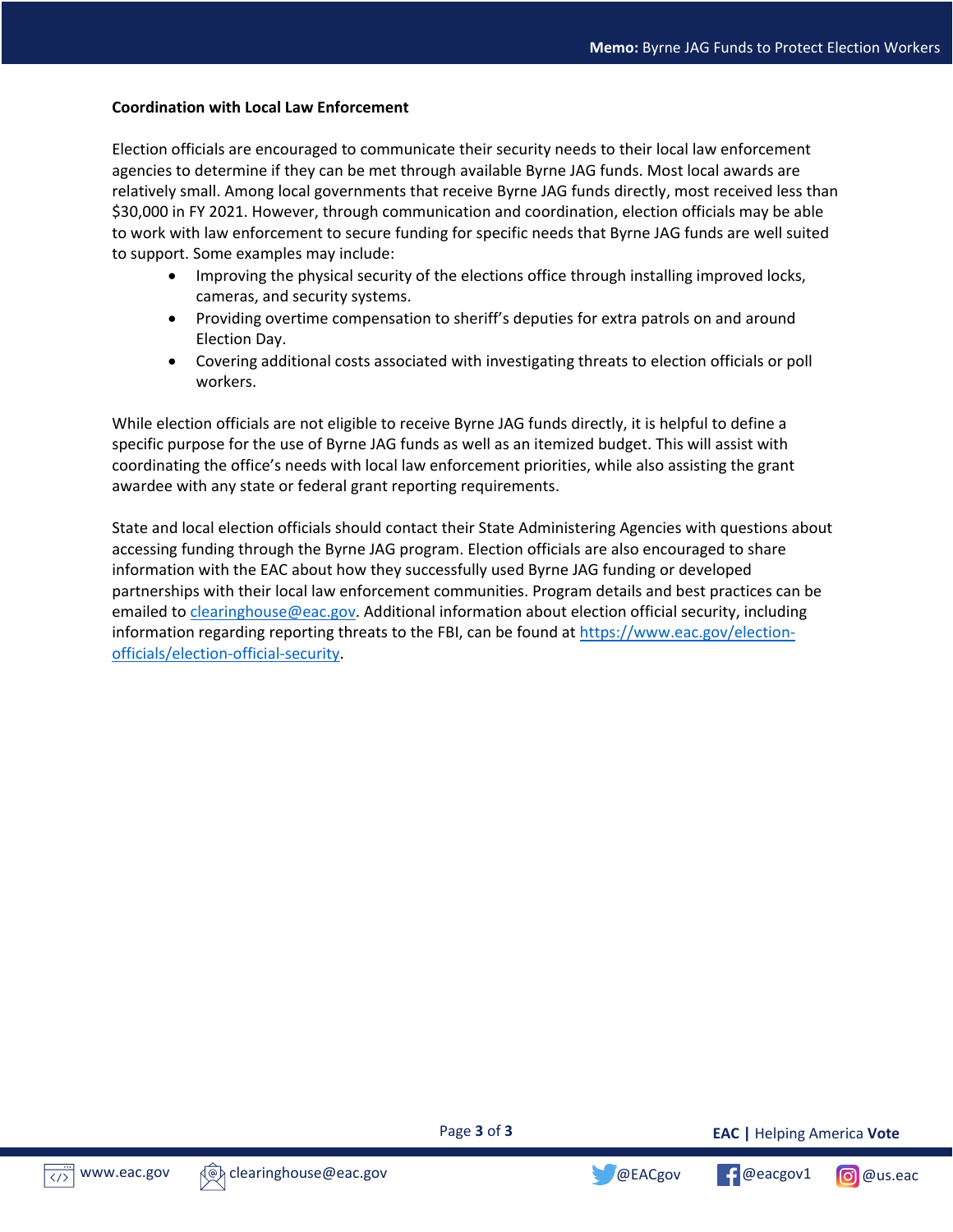**Coordination with Local Law Enforcement**

Election officials are encouraged to communicate their security needs to their local law enforcement agencies to determine if they can be met through available Byrne JAG funds. Most local awards are relatively small. Among local governments that receive Byrne JAG funds directly, most received less than $30,000 in FY 2021. However, through communication and coordination, election officials may be able to work with law enforcement to secure funding for specific needs that Byrne JAG funds are well suited to support. Some examples may include:

- Improving the physical security of the elections office through installing improved locks, cameras, and security systems.
- Providing overtime compensation to sheriff's deputies for extra patrols on and around Election Day.
- Covering additional costs associated with investigating threats to election officials or poll workers.

While election officials are not eligible to receive Byrne JAG funds directly, it is helpful to define a specific purpose for the use of Byrne JAG funds as well as an itemized budget. This will assist with coordinating the office's needs with local law enforcement priorities, while also assisting the grant awardee with any state or federal grant reporting requirements.

State and local election officials should contact their State Administering Agencies with questions about accessing funding through the Byrne JAG program. Election officials are also encouraged to share information with the EAC about how they successfully used Byrne JAG funding or developed partnerships with their local law enforcement communities. Program details and best practices can be emailed to [clearinghouse@eac.gov](mailto:clearinghouse@eac.gov). Additional information about election official security, including information regarding reporting threats to the FBI, can be found at [https://www.eac.gov/election-officials/election-official-security](https://www.eac.gov/election-officials/election-official-security).